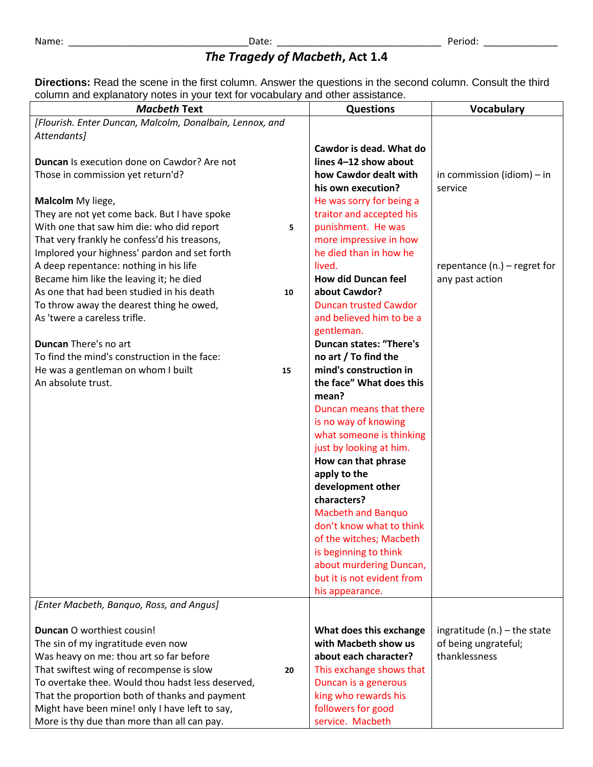Name: ________________________________ Date: ______________________________ Period: _____________

## *The Tragedy of Macbeth*, Act 1.4

**Directions:** Read the scene in the first column. Answer the questions in the second column. Consult the third column and explanatory notes in your text for vocabulary and other assistance.

| *Macbeth* Text | Questions | Vocabulary |
|---|---|---|
| *[Flourish. Enter Duncan, Malcolm, Donalbain, Lennox, and Attendants]*<br><br>**Duncan** Is execution done on Cawdor? Are not<br>Those in commission yet return'd?<br><br>**Malcolm** My liege,<br>They are not yet come back. But I have spoke<br>With one that saw him die: who did report (5)<br>That very frankly he confess'd his treasons,<br>Implored your highness' pardon and set forth<br>A deep repentance: nothing in his life<br>Became him like the leaving it; he died<br>As one that had been studied in his death (10)<br>To throw away the dearest thing he owed,<br>As 'twere a careless trifle.<br><br>**Duncan** There's no art<br>To find the mind's construction in the face:<br>He was a gentleman on whom I built (15)<br>An absolute trust. | **Cawdor is dead. What do lines 4–12 show about how Cawdor dealt with his own execution?**<br>He was sorry for being a traitor and accepted his punishment. He was more impressive in how he died than in how he lived.<br>**How did Duncan feel about Cawdor?**<br>Duncan trusted Cawdor and believed him to be a gentleman.<br>**Duncan states: "There's no art / To find the mind's construction in the face" What does this mean?**<br>Duncan means that there is no way of knowing what someone is thinking just by looking at him.<br>**How can that phrase apply to the development other characters?**<br>Macbeth and Banquo don't know what to think of the witches; Macbeth is beginning to think about murdering Duncan, but it is not evident from his appearance. | in commission (idiom) – in service<br><br>repentance (n.) – regret for any past action |
| *[Enter Macbeth, Banquo, Ross, and Angus]*<br><br>**Duncan** O worthiest cousin!<br>The sin of my ingratitude even now<br>Was heavy on me: thou art so far before<br>That swiftest wing of recompense is slow (20)<br>To overtake thee. Would thou hadst less deserved,<br>That the proportion both of thanks and payment<br>Might have been mine! only I have left to say,<br>More is thy due than more than all can pay. | **What does this exchange with Macbeth show us about each character?**<br>This exchange shows that Duncan is a generous king who rewards his followers for good service. Macbeth | ingratitude (n.) – the state of being ungrateful; thanklessness |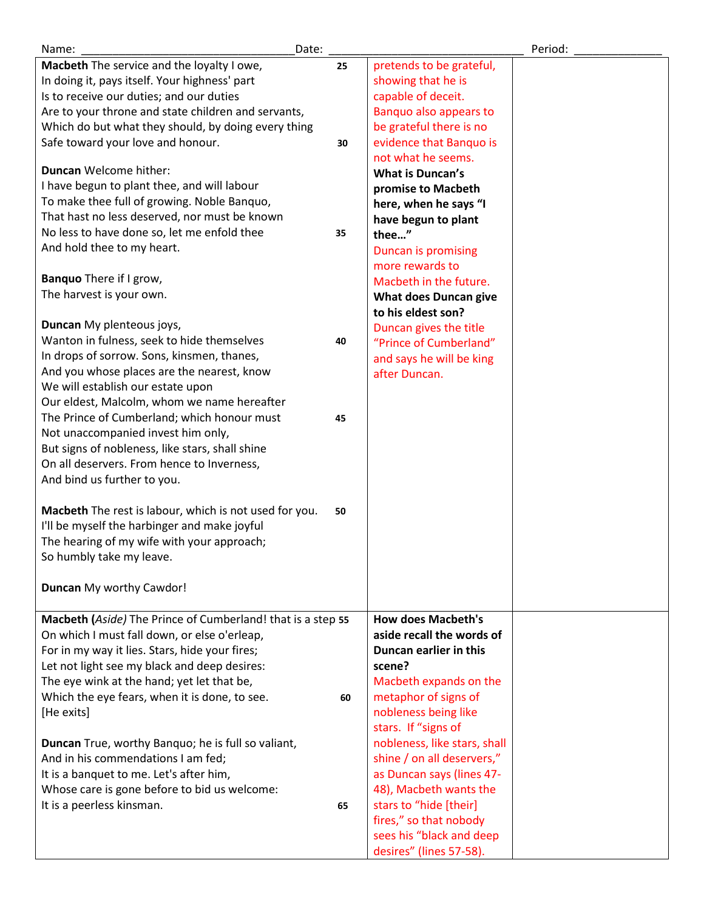Name: ________________________________Date: ______________________________ Period: _____________

| | | |
|---|---|---|
| **Macbeth** The service and the loyalty I owe, (25)<br>In doing it, pays itself. Your highness' part<br>Is to receive our duties; and our duties<br>Are to your throne and state children and servants,<br>Which do but what they should, by doing every thing<br>Safe toward your love and honour. (30)<br><br>**Duncan** Welcome hither:<br>I have begun to plant thee, and will labour<br>To make thee full of growing. Noble Banquo,<br>That hast no less deserved, nor must be known<br>No less to have done so, let me enfold thee (35)<br>And hold thee to my heart.<br><br>**Banquo** There if I grow,<br>The harvest is your own.<br><br>**Duncan** My plenteous joys,<br>Wanton in fulness, seek to hide themselves (40)<br>In drops of sorrow. Sons, kinsmen, thanes,<br>And you whose places are the nearest, know<br>We will establish our estate upon<br>Our eldest, Malcolm, whom we name hereafter<br>The Prince of Cumberland; which honour must (45)<br>Not unaccompanied invest him only,<br>But signs of nobleness, like stars, shall shine<br>On all deservers. From hence to Inverness,<br>And bind us further to you.<br><br>**Macbeth** The rest is labour, which is not used for you. (50)<br>I'll be myself the harbinger and make joyful<br>The hearing of my wife with your approach;<br>So humbly take my leave.<br><br>**Duncan** My worthy Cawdor! | pretends to be grateful, showing that he is capable of deceit. Banquo also appears to be grateful there is no evidence that Banquo is not what he seems.<br>**What is Duncan's promise to Macbeth here, when he says "I have begun to plant thee…"**<br>Duncan is promising more rewards to Macbeth in the future.<br>**What does Duncan give to his eldest son?**<br>Duncan gives the title "Prince of Cumberland" and says he will be king after Duncan. | |
| **Macbeth** (*Aside)* The Prince of Cumberland! that is a step (55)<br>On which I must fall down, or else o'erleap,<br>For in my way it lies. Stars, hide your fires;<br>Let not light see my black and deep desires:<br>The eye wink at the hand; yet let that be,<br>Which the eye fears, when it is done, to see. (60)<br>[He exits]<br><br>**Duncan** True, worthy Banquo; he is full so valiant,<br>And in his commendations I am fed;<br>It is a banquet to me. Let's after him,<br>Whose care is gone before to bid us welcome:<br>It is a peerless kinsman. (65) | **How does Macbeth's aside recall the words of Duncan earlier in this scene?**<br>Macbeth expands on the metaphor of signs of nobleness being like stars. If "signs of nobleness, like stars, shall shine / on all deservers," as Duncan says (lines 47-48), Macbeth wants the stars to "hide [their] fires," so that nobody sees his "black and deep desires" (lines 57-58). | |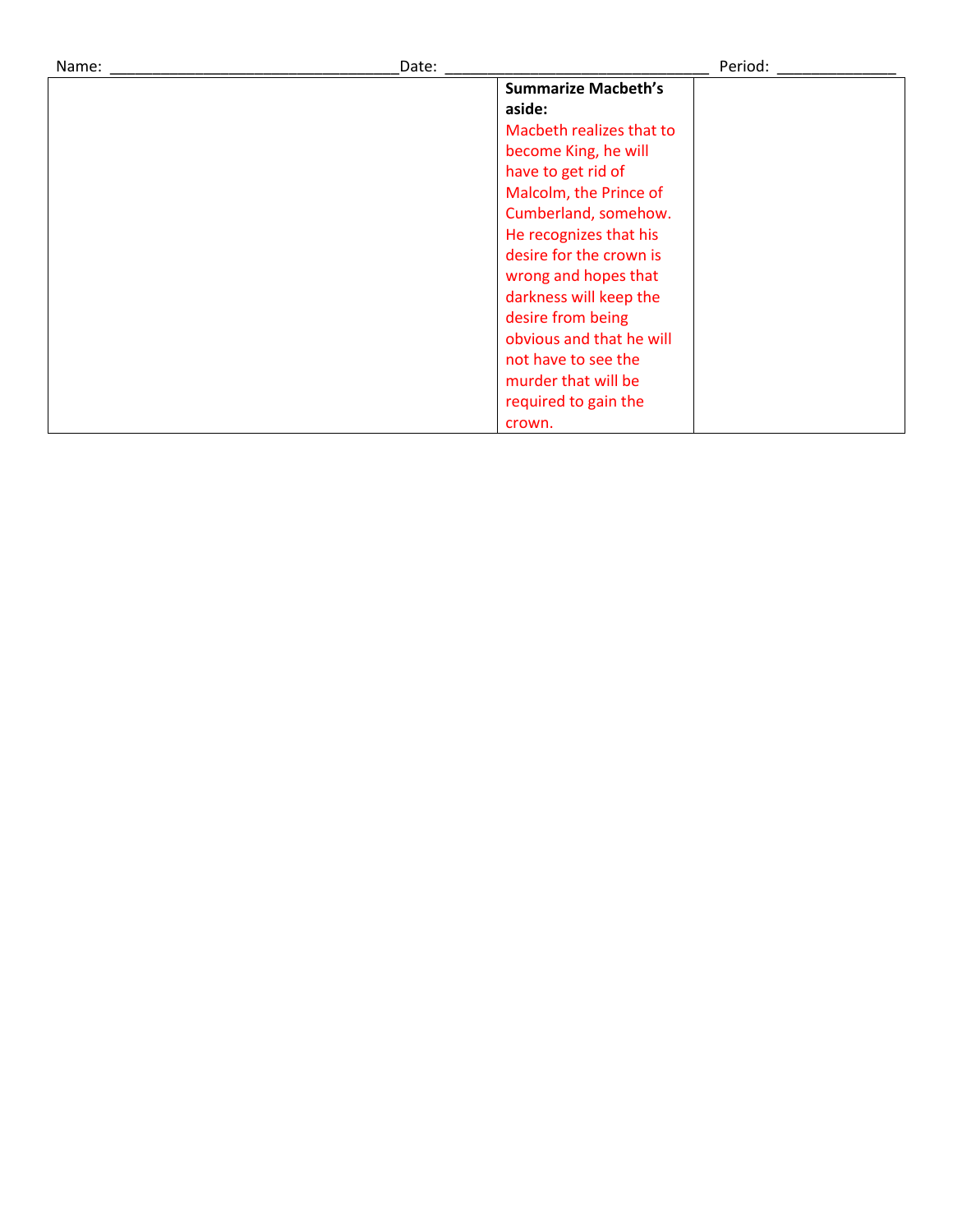Name: ________________________________Date: ______________________________ Period: _____________

| | | |
|---|---|---|
| | **Summarize Macbeth's aside:** Macbeth realizes that to become King, he will have to get rid of Malcolm, the Prince of Cumberland, somehow. He recognizes that his desire for the crown is wrong and hopes that darkness will keep the desire from being obvious and that he will not have to see the murder that will be required to gain the crown. | |